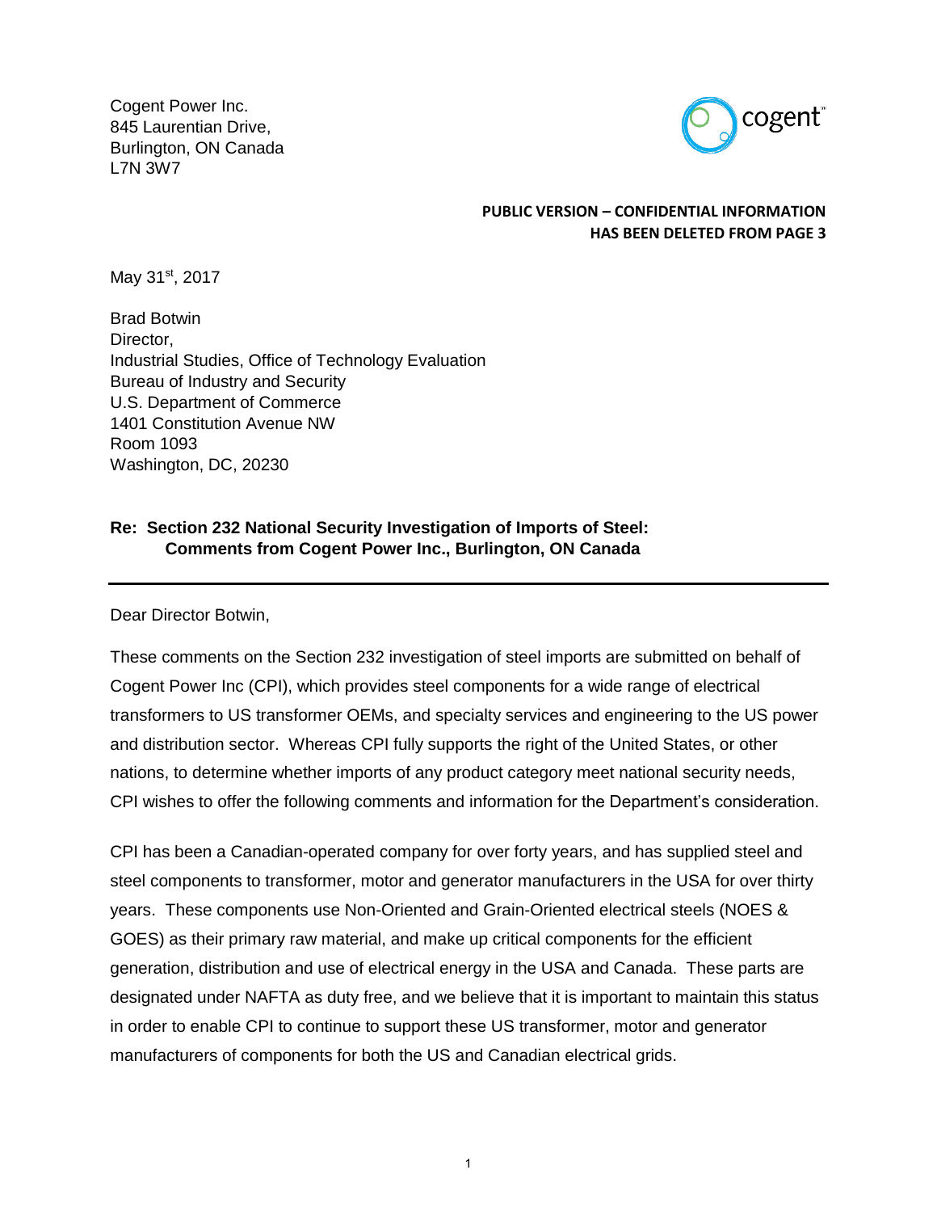Cogent Power Inc.
845 Laurentian Drive,
Burlington, ON Canada
L7N 3W7

**PUBLIC VERSION – CONFIDENTIAL INFORMATION HAS BEEN DELETED FROM PAGE 3**

May 31st, 2017

Brad Botwin
Director,
Industrial Studies, Office of Technology Evaluation
Bureau of Industry and Security
U.S. Department of Commerce
1401 Constitution Avenue NW
Room 1093
Washington, DC, 20230

**Re: Section 232 National Security Investigation of Imports of Steel: Comments from Cogent Power Inc., Burlington, ON Canada**

---

Dear Director Botwin,

These comments on the Section 232 investigation of steel imports are submitted on behalf of Cogent Power Inc (CPI), which provides steel components for a wide range of electrical transformers to US transformer OEMs, and specialty services and engineering to the US power and distribution sector. Whereas CPI fully supports the right of the United States, or other nations, to determine whether imports of any product category meet national security needs, CPI wishes to offer the following comments and information for the Department's consideration.

CPI has been a Canadian-operated company for over forty years, and has supplied steel and steel components to transformer, motor and generator manufacturers in the USA for over thirty years. These components use Non-Oriented and Grain-Oriented electrical steels (NOES & GOES) as their primary raw material, and make up critical components for the efficient generation, distribution and use of electrical energy in the USA and Canada. These parts are designated under NAFTA as duty free, and we believe that it is important to maintain this status in order to enable CPI to continue to support these US transformer, motor and generator manufacturers of components for both the US and Canadian electrical grids.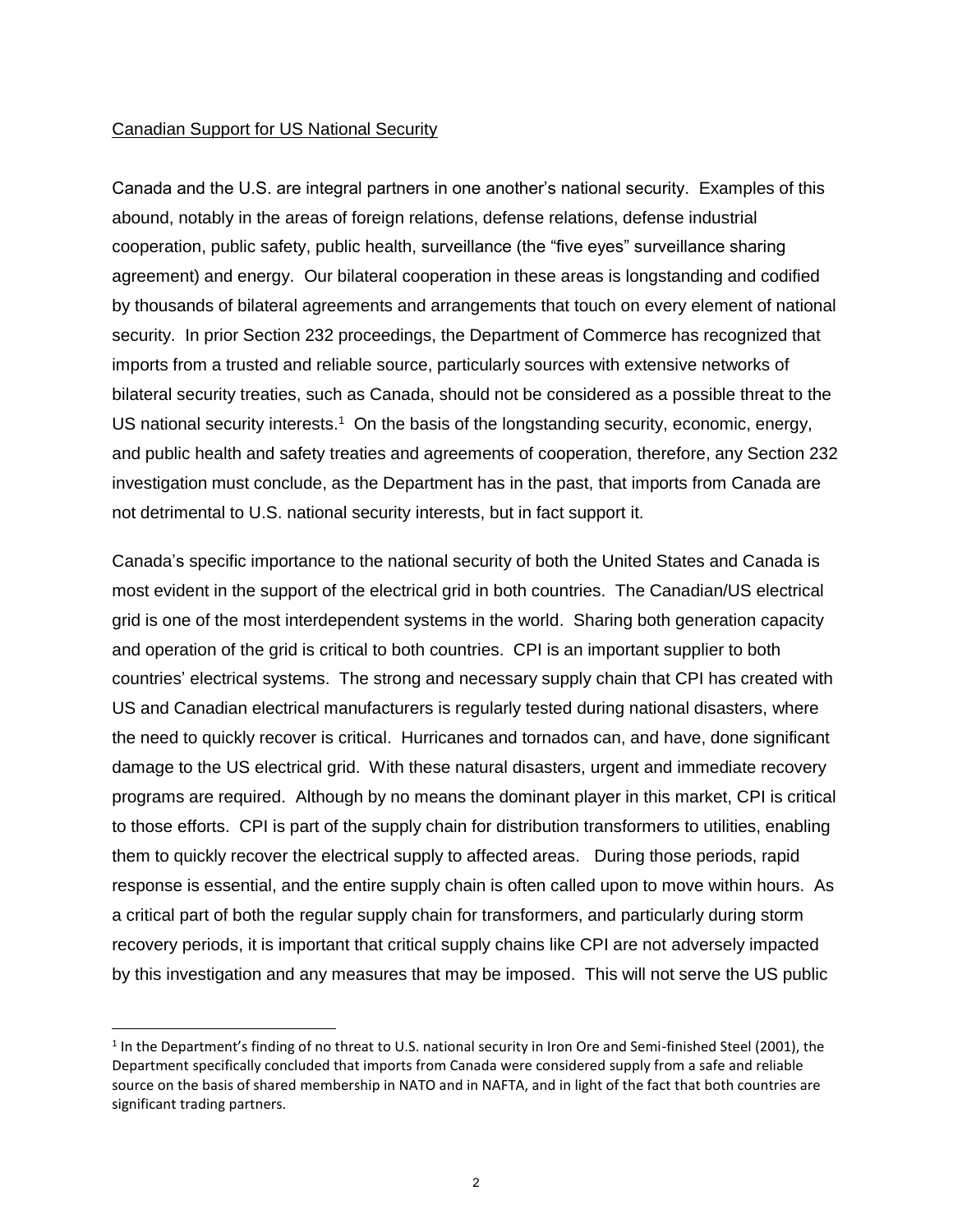Canadian Support for US National Security

Canada and the U.S. are integral partners in one another's national security. Examples of this abound, notably in the areas of foreign relations, defense relations, defense industrial cooperation, public safety, public health, surveillance (the "five eyes" surveillance sharing agreement) and energy. Our bilateral cooperation in these areas is longstanding and codified by thousands of bilateral agreements and arrangements that touch on every element of national security. In prior Section 232 proceedings, the Department of Commerce has recognized that imports from a trusted and reliable source, particularly sources with extensive networks of bilateral security treaties, such as Canada, should not be considered as a possible threat to the US national security interests.[1] On the basis of the longstanding security, economic, energy, and public health and safety treaties and agreements of cooperation, therefore, any Section 232 investigation must conclude, as the Department has in the past, that imports from Canada are not detrimental to U.S. national security interests, but in fact support it.

Canada's specific importance to the national security of both the United States and Canada is most evident in the support of the electrical grid in both countries. The Canadian/US electrical grid is one of the most interdependent systems in the world. Sharing both generation capacity and operation of the grid is critical to both countries. CPI is an important supplier to both countries' electrical systems. The strong and necessary supply chain that CPI has created with US and Canadian electrical manufacturers is regularly tested during national disasters, where the need to quickly recover is critical. Hurricanes and tornados can, and have, done significant damage to the US electrical grid. With these natural disasters, urgent and immediate recovery programs are required. Although by no means the dominant player in this market, CPI is critical to those efforts. CPI is part of the supply chain for distribution transformers to utilities, enabling them to quickly recover the electrical supply to affected areas. During those periods, rapid response is essential, and the entire supply chain is often called upon to move within hours. As a critical part of both the regular supply chain for transformers, and particularly during storm recovery periods, it is important that critical supply chains like CPI are not adversely impacted by this investigation and any measures that may be imposed. This will not serve the US public

[1] In the Department's finding of no threat to U.S. national security in Iron Ore and Semi-finished Steel (2001), the Department specifically concluded that imports from Canada were considered supply from a safe and reliable source on the basis of shared membership in NATO and in NAFTA, and in light of the fact that both countries are significant trading partners.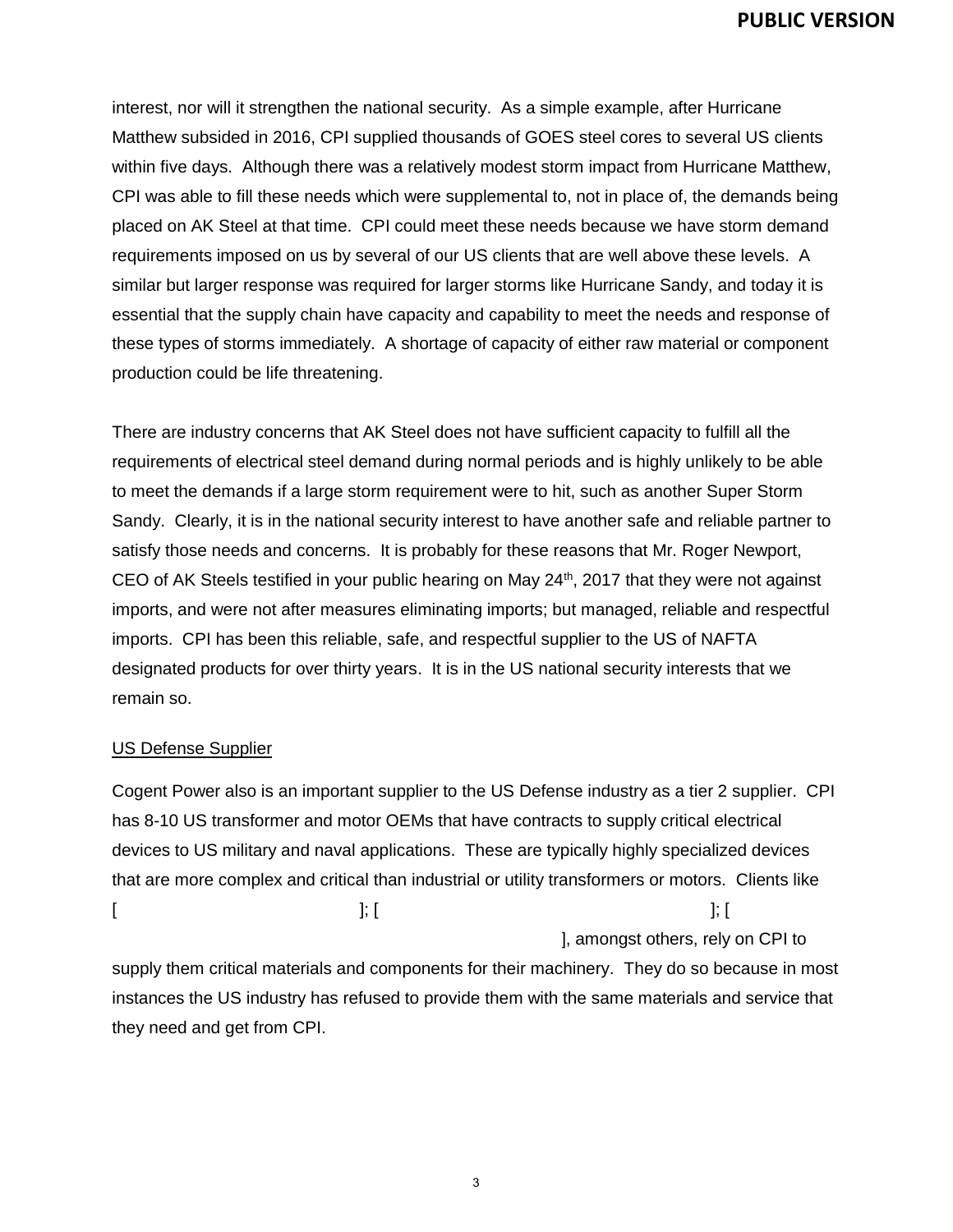interest, nor will it strengthen the national security. As a simple example, after Hurricane Matthew subsided in 2016, CPI supplied thousands of GOES steel cores to several US clients within five days. Although there was a relatively modest storm impact from Hurricane Matthew, CPI was able to fill these needs which were supplemental to, not in place of, the demands being placed on AK Steel at that time. CPI could meet these needs because we have storm demand requirements imposed on us by several of our US clients that are well above these levels. A similar but larger response was required for larger storms like Hurricane Sandy, and today it is essential that the supply chain have capacity and capability to meet the needs and response of these types of storms immediately. A shortage of capacity of either raw material or component production could be life threatening.

There are industry concerns that AK Steel does not have sufficient capacity to fulfill all the requirements of electrical steel demand during normal periods and is highly unlikely to be able to meet the demands if a large storm requirement were to hit, such as another Super Storm Sandy. Clearly, it is in the national security interest to have another safe and reliable partner to satisfy those needs and concerns. It is probably for these reasons that Mr. Roger Newport, CEO of AK Steels testified in your public hearing on May 24th, 2017 that they were not against imports, and were not after measures eliminating imports; but managed, reliable and respectful imports. CPI has been this reliable, safe, and respectful supplier to the US of NAFTA designated products for over thirty years. It is in the US national security interests that we remain so.

<u>US Defense Supplier</u>

Cogent Power also is an important supplier to the US Defense industry as a tier 2 supplier. CPI has 8-10 US transformer and motor OEMs that have contracts to supply critical electrical devices to US military and naval applications. These are typically highly specialized devices that are more complex and critical than industrial or utility transformers or motors. Clients like [ ]; [ ]; [ ], amongst others, rely on CPI to supply them critical materials and components for their machinery. They do so because in most instances the US industry has refused to provide them with the same materials and service that they need and get from CPI.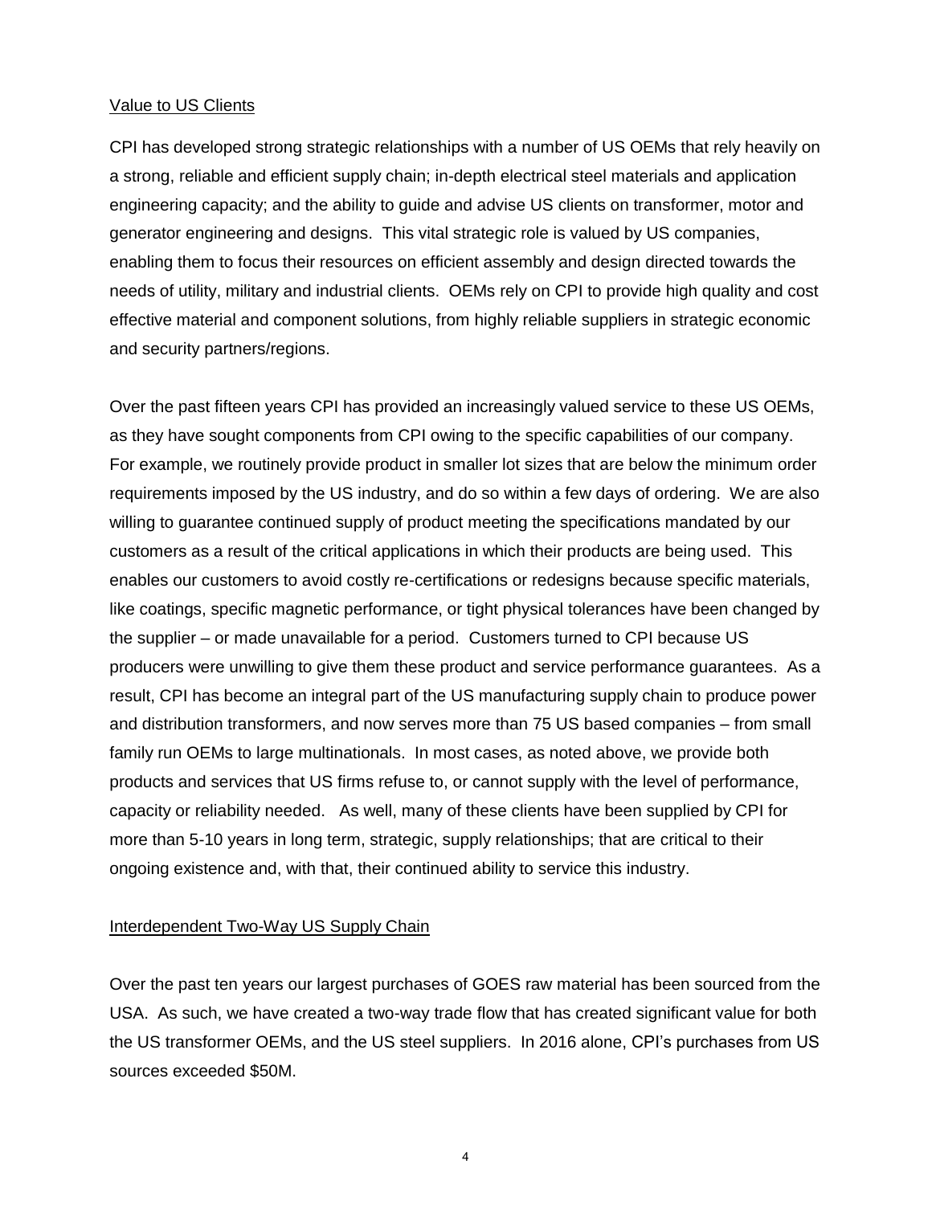Value to US Clients

CPI has developed strong strategic relationships with a number of US OEMs that rely heavily on a strong, reliable and efficient supply chain; in-depth electrical steel materials and application engineering capacity; and the ability to guide and advise US clients on transformer, motor and generator engineering and designs. This vital strategic role is valued by US companies, enabling them to focus their resources on efficient assembly and design directed towards the needs of utility, military and industrial clients. OEMs rely on CPI to provide high quality and cost effective material and component solutions, from highly reliable suppliers in strategic economic and security partners/regions.

Over the past fifteen years CPI has provided an increasingly valued service to these US OEMs, as they have sought components from CPI owing to the specific capabilities of our company. For example, we routinely provide product in smaller lot sizes that are below the minimum order requirements imposed by the US industry, and do so within a few days of ordering. We are also willing to guarantee continued supply of product meeting the specifications mandated by our customers as a result of the critical applications in which their products are being used. This enables our customers to avoid costly re-certifications or redesigns because specific materials, like coatings, specific magnetic performance, or tight physical tolerances have been changed by the supplier – or made unavailable for a period. Customers turned to CPI because US producers were unwilling to give them these product and service performance guarantees. As a result, CPI has become an integral part of the US manufacturing supply chain to produce power and distribution transformers, and now serves more than 75 US based companies – from small family run OEMs to large multinationals. In most cases, as noted above, we provide both products and services that US firms refuse to, or cannot supply with the level of performance, capacity or reliability needed. As well, many of these clients have been supplied by CPI for more than 5-10 years in long term, strategic, supply relationships; that are critical to their ongoing existence and, with that, their continued ability to service this industry.

Interdependent Two-Way US Supply Chain

Over the past ten years our largest purchases of GOES raw material has been sourced from the USA. As such, we have created a two-way trade flow that has created significant value for both the US transformer OEMs, and the US steel suppliers. In 2016 alone, CPI's purchases from US sources exceeded $50M.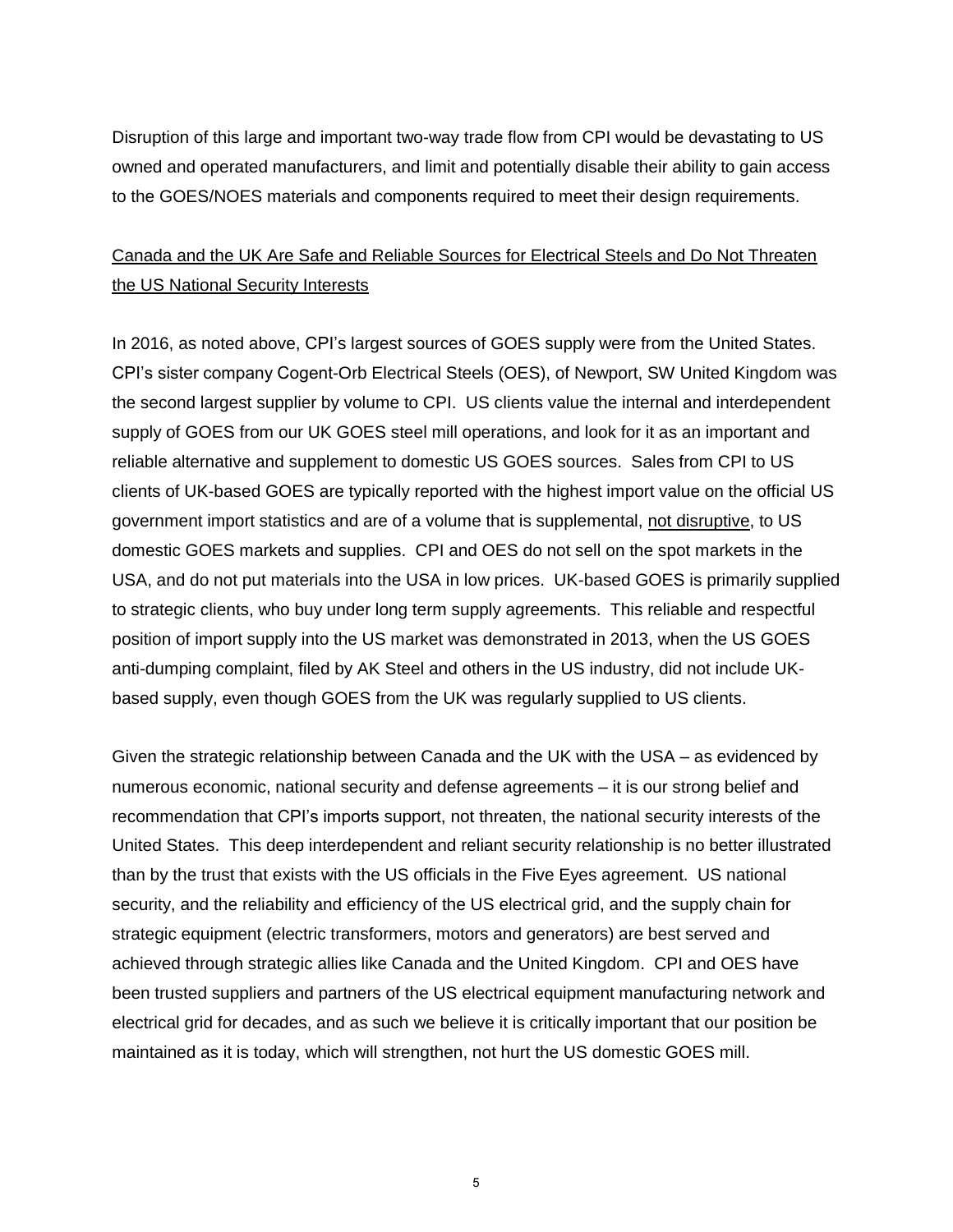Disruption of this large and important two-way trade flow from CPI would be devastating to US owned and operated manufacturers, and limit and potentially disable their ability to gain access to the GOES/NOES materials and components required to meet their design requirements.

<u>Canada and the UK Are Safe and Reliable Sources for Electrical Steels and Do Not Threaten the US National Security Interests</u>

In 2016, as noted above, CPI's largest sources of GOES supply were from the United States. CPI's sister company Cogent-Orb Electrical Steels (OES), of Newport, SW United Kingdom was the second largest supplier by volume to CPI. US clients value the internal and interdependent supply of GOES from our UK GOES steel mill operations, and look for it as an important and reliable alternative and supplement to domestic US GOES sources. Sales from CPI to US clients of UK-based GOES are typically reported with the highest import value on the official US government import statistics and are of a volume that is supplemental, <u>not disruptive</u>, to US domestic GOES markets and supplies. CPI and OES do not sell on the spot markets in the USA, and do not put materials into the USA in low prices. UK-based GOES is primarily supplied to strategic clients, who buy under long term supply agreements. This reliable and respectful position of import supply into the US market was demonstrated in 2013, when the US GOES anti-dumping complaint, filed by AK Steel and others in the US industry, did not include UK-based supply, even though GOES from the UK was regularly supplied to US clients.

Given the strategic relationship between Canada and the UK with the USA – as evidenced by numerous economic, national security and defense agreements – it is our strong belief and recommendation that CPI's imports support, not threaten, the national security interests of the United States. This deep interdependent and reliant security relationship is no better illustrated than by the trust that exists with the US officials in the Five Eyes agreement. US national security, and the reliability and efficiency of the US electrical grid, and the supply chain for strategic equipment (electric transformers, motors and generators) are best served and achieved through strategic allies like Canada and the United Kingdom. CPI and OES have been trusted suppliers and partners of the US electrical equipment manufacturing network and electrical grid for decades, and as such we believe it is critically important that our position be maintained as it is today, which will strengthen, not hurt the US domestic GOES mill.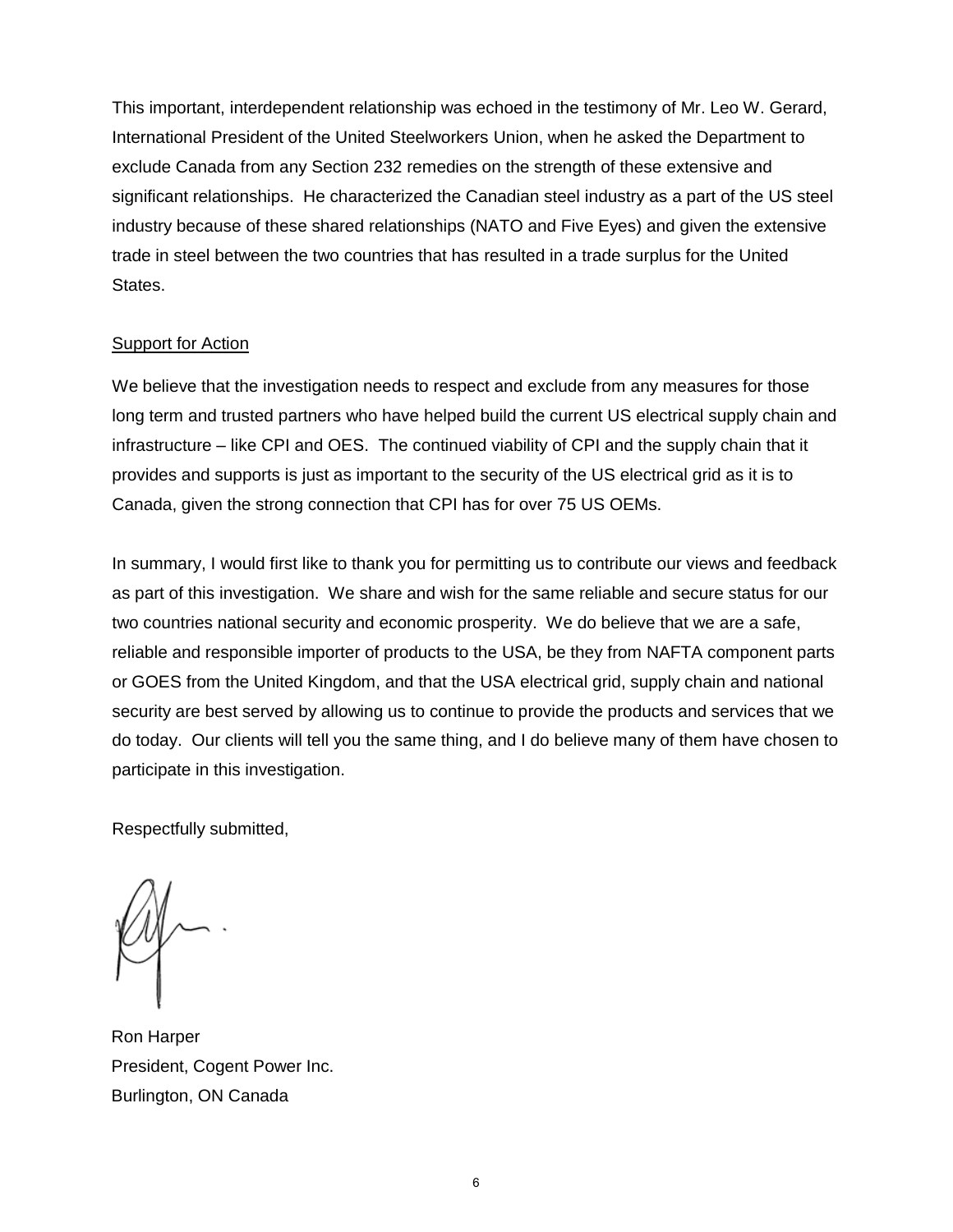This important, interdependent relationship was echoed in the testimony of Mr. Leo W. Gerard, International President of the United Steelworkers Union, when he asked the Department to exclude Canada from any Section 232 remedies on the strength of these extensive and significant relationships. He characterized the Canadian steel industry as a part of the US steel industry because of these shared relationships (NATO and Five Eyes) and given the extensive trade in steel between the two countries that has resulted in a trade surplus for the United States.

Support for Action

We believe that the investigation needs to respect and exclude from any measures for those long term and trusted partners who have helped build the current US electrical supply chain and infrastructure – like CPI and OES. The continued viability of CPI and the supply chain that it provides and supports is just as important to the security of the US electrical grid as it is to Canada, given the strong connection that CPI has for over 75 US OEMs.

In summary, I would first like to thank you for permitting us to contribute our views and feedback as part of this investigation. We share and wish for the same reliable and secure status for our two countries national security and economic prosperity. We do believe that we are a safe, reliable and responsible importer of products to the USA, be they from NAFTA component parts or GOES from the United Kingdom, and that the USA electrical grid, supply chain and national security are best served by allowing us to continue to provide the products and services that we do today. Our clients will tell you the same thing, and I do believe many of them have chosen to participate in this investigation.

Respectfully submitted,

Ron Harper
President, Cogent Power Inc.
Burlington, ON Canada